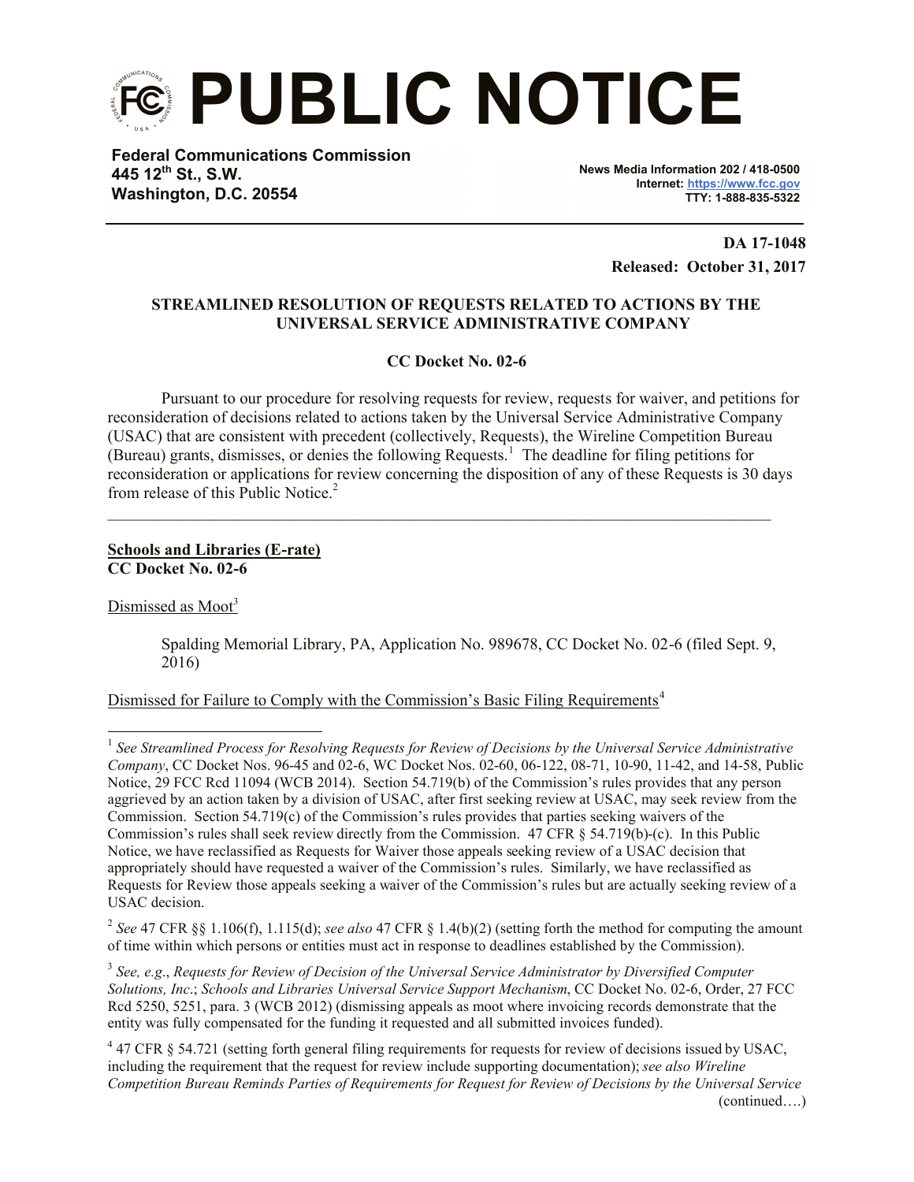# PUBLIC NOTICE

**Federal Communications Commission**
**445 12th St., S.W.**
**Washington, D.C. 20554**

**News Media Information 202 / 418-0500**
**Internet: https://www.fcc.gov**
**TTY: 1-888-835-5322**

**DA 17-1048**
**Released: October 31, 2017**

**STREAMLINED RESOLUTION OF REQUESTS RELATED TO ACTIONS BY THE UNIVERSAL SERVICE ADMINISTRATIVE COMPANY**

**CC Docket No. 02-6**

Pursuant to our procedure for resolving requests for review, requests for waiver, and petitions for reconsideration of decisions related to actions taken by the Universal Service Administrative Company (USAC) that are consistent with precedent (collectively, Requests), the Wireline Competition Bureau (Bureau) grants, dismisses, or denies the following Requests.[1] The deadline for filing petitions for reconsideration or applications for review concerning the disposition of any of these Requests is 30 days from release of this Public Notice.[2]

---

**Schools and Libraries (E-rate)**
**CC Docket No. 02-6**

Dismissed as Moot[3]

> Spalding Memorial Library, PA, Application No. 989678, CC Docket No. 02-6 (filed Sept. 9, 2016)

Dismissed for Failure to Comply with the Commission's Basic Filing Requirements[4]

---

[1] *See Streamlined Process for Resolving Requests for Review of Decisions by the Universal Service Administrative Company*, CC Docket Nos. 96-45 and 02-6, WC Docket Nos. 02-60, 06-122, 08-71, 10-90, 11-42, and 14-58, Public Notice, 29 FCC Rcd 11094 (WCB 2014). Section 54.719(b) of the Commission's rules provides that any person aggrieved by an action taken by a division of USAC, after first seeking review at USAC, may seek review from the Commission. Section 54.719(c) of the Commission's rules provides that parties seeking waivers of the Commission's rules shall seek review directly from the Commission. 47 CFR § 54.719(b)-(c). In this Public Notice, we have reclassified as Requests for Waiver those appeals seeking review of a USAC decision that appropriately should have requested a waiver of the Commission's rules. Similarly, we have reclassified as Requests for Review those appeals seeking a waiver of the Commission's rules but are actually seeking review of a USAC decision.

[2] *See* 47 CFR §§ 1.106(f), 1.115(d); *see also* 47 CFR § 1.4(b)(2) (setting forth the method for computing the amount of time within which persons or entities must act in response to deadlines established by the Commission).

[3] *See, e.g*., *Requests for Review of Decision of the Universal Service Administrator by Diversified Computer Solutions, Inc.*; *Schools and Libraries Universal Service Support Mechanism*, CC Docket No. 02-6, Order, 27 FCC Rcd 5250, 5251, para. 3 (WCB 2012) (dismissing appeals as moot where invoicing records demonstrate that the entity was fully compensated for the funding it requested and all submitted invoices funded).

[4] 47 CFR § 54.721 (setting forth general filing requirements for requests for review of decisions issued by USAC, including the requirement that the request for review include supporting documentation); *see also Wireline Competition Bureau Reminds Parties of Requirements for Request for Review of Decisions by the Universal Service* (continued….)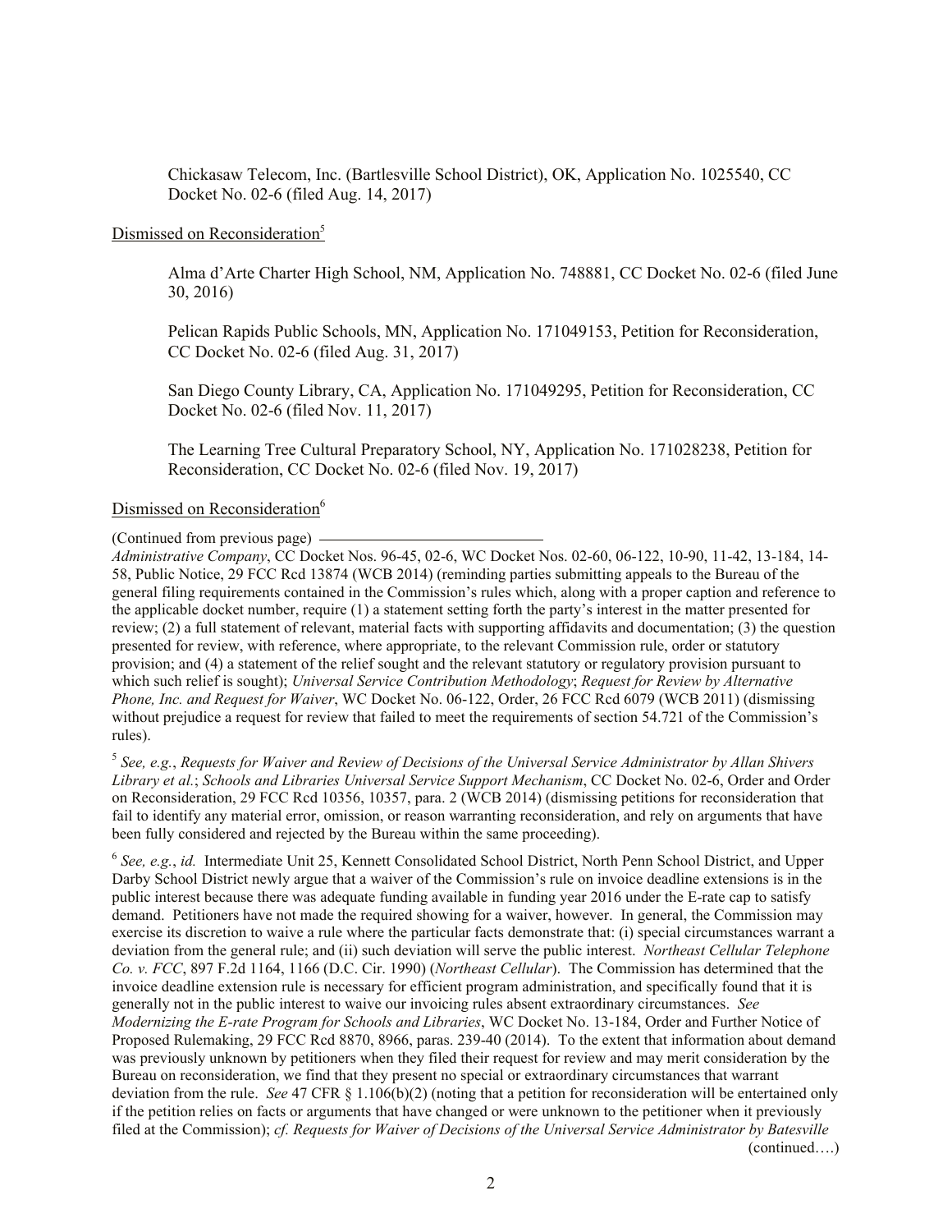Chickasaw Telecom, Inc. (Bartlesville School District), OK, Application No. 1025540, CC Docket No. 02-6 (filed Aug. 14, 2017)

Dismissed on Reconsideration[5]

Alma d'Arte Charter High School, NM, Application No. 748881, CC Docket No. 02-6 (filed June 30, 2016)

Pelican Rapids Public Schools, MN, Application No. 171049153, Petition for Reconsideration, CC Docket No. 02-6 (filed Aug. 31, 2017)

San Diego County Library, CA, Application No. 171049295, Petition for Reconsideration, CC Docket No. 02-6 (filed Nov. 11, 2017)

The Learning Tree Cultural Preparatory School, NY, Application No. 171028238, Petition for Reconsideration, CC Docket No. 02-6 (filed Nov. 19, 2017)

Dismissed on Reconsideration[6]

(Continued from previous page)

*Administrative Company*, CC Docket Nos. 96-45, 02-6, WC Docket Nos. 02-60, 06-122, 10-90, 11-42, 13-184, 14-58, Public Notice, 29 FCC Rcd 13874 (WCB 2014) (reminding parties submitting appeals to the Bureau of the general filing requirements contained in the Commission's rules which, along with a proper caption and reference to the applicable docket number, require (1) a statement setting forth the party's interest in the matter presented for review; (2) a full statement of relevant, material facts with supporting affidavits and documentation; (3) the question presented for review, with reference, where appropriate, to the relevant Commission rule, order or statutory provision; and (4) a statement of the relief sought and the relevant statutory or regulatory provision pursuant to which such relief is sought); *Universal Service Contribution Methodology*; *Request for Review by Alternative Phone, Inc. and Request for Waiver*, WC Docket No. 06-122, Order, 26 FCC Rcd 6079 (WCB 2011) (dismissing without prejudice a request for review that failed to meet the requirements of section 54.721 of the Commission's rules).

[5] *See, e.g.*, *Requests for Waiver and Review of Decisions of the Universal Service Administrator by Allan Shivers Library et al.*; *Schools and Libraries Universal Service Support Mechanism*, CC Docket No. 02-6, Order and Order on Reconsideration, 29 FCC Rcd 10356, 10357, para. 2 (WCB 2014) (dismissing petitions for reconsideration that fail to identify any material error, omission, or reason warranting reconsideration, and rely on arguments that have been fully considered and rejected by the Bureau within the same proceeding).

[6] *See, e.g.*, *id.* Intermediate Unit 25, Kennett Consolidated School District, North Penn School District, and Upper Darby School District newly argue that a waiver of the Commission's rule on invoice deadline extensions is in the public interest because there was adequate funding available in funding year 2016 under the E-rate cap to satisfy demand. Petitioners have not made the required showing for a waiver, however. In general, the Commission may exercise its discretion to waive a rule where the particular facts demonstrate that: (i) special circumstances warrant a deviation from the general rule; and (ii) such deviation will serve the public interest. *Northeast Cellular Telephone Co. v. FCC*, 897 F.2d 1164, 1166 (D.C. Cir. 1990) (*Northeast Cellular*). The Commission has determined that the invoice deadline extension rule is necessary for efficient program administration, and specifically found that it is generally not in the public interest to waive our invoicing rules absent extraordinary circumstances. *See Modernizing the E-rate Program for Schools and Libraries*, WC Docket No. 13-184, Order and Further Notice of Proposed Rulemaking, 29 FCC Rcd 8870, 8966, paras. 239-40 (2014). To the extent that information about demand was previously unknown by petitioners when they filed their request for review and may merit consideration by the Bureau on reconsideration, we find that they present no special or extraordinary circumstances that warrant deviation from the rule. *See* 47 CFR § 1.106(b)(2) (noting that a petition for reconsideration will be entertained only if the petition relies on facts or arguments that have changed or were unknown to the petitioner when it previously filed at the Commission); *cf. Requests for Waiver of Decisions of the Universal Service Administrator by Batesville*

(continued….)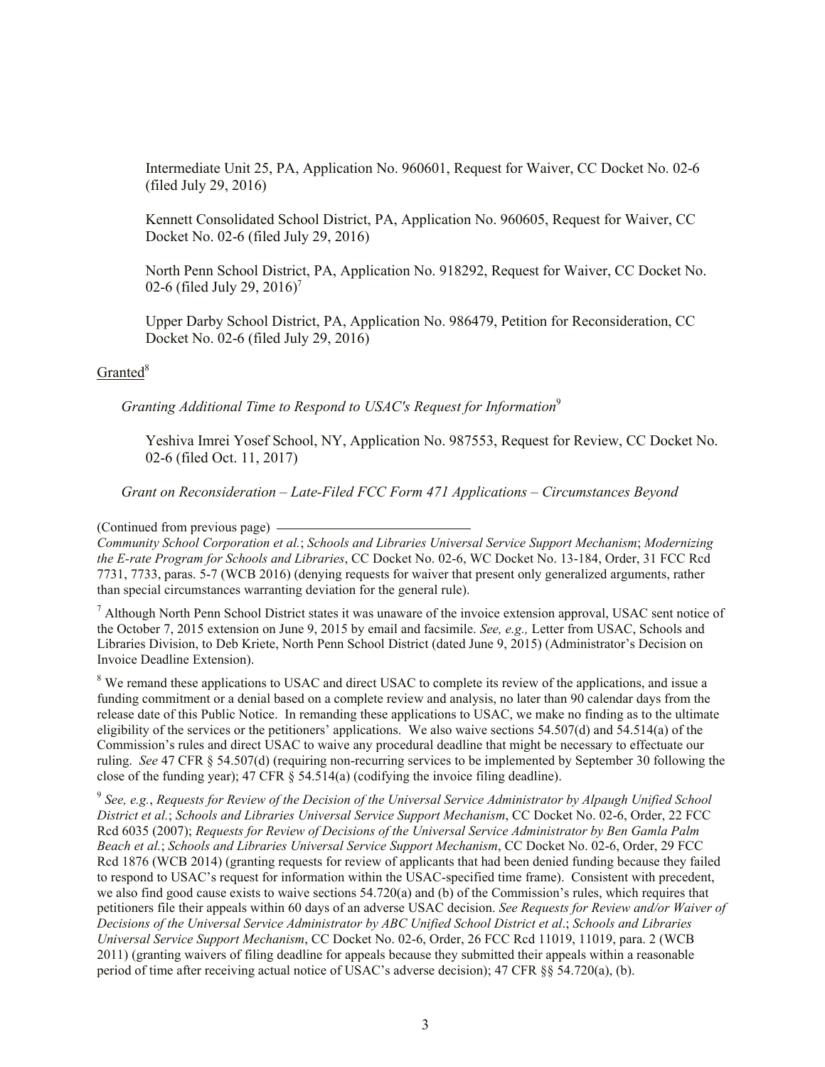Intermediate Unit 25, PA, Application No. 960601, Request for Waiver, CC Docket No. 02-6 (filed July 29, 2016)

Kennett Consolidated School District, PA, Application No. 960605, Request for Waiver, CC Docket No. 02-6 (filed July 29, 2016)

North Penn School District, PA, Application No. 918292, Request for Waiver, CC Docket No. 02-6 (filed July 29, 2016)[7]

Upper Darby School District, PA, Application No. 986479, Petition for Reconsideration, CC Docket No. 02-6 (filed July 29, 2016)

Granted[8]

*Granting Additional Time to Respond to USAC's Request for Information*[9]

Yeshiva Imrei Yosef School, NY, Application No. 987553, Request for Review, CC Docket No. 02-6 (filed Oct. 11, 2017)

*Grant on Reconsideration – Late-Filed FCC Form 471 Applications – Circumstances Beyond*

(Continued from previous page) *Community School Corporation et al.*; *Schools and Libraries Universal Service Support Mechanism*; *Modernizing the E-rate Program for Schools and Libraries*, CC Docket No. 02-6, WC Docket No. 13-184, Order, 31 FCC Rcd 7731, 7733, paras. 5-7 (WCB 2016) (denying requests for waiver that present only generalized arguments, rather than special circumstances warranting deviation for the general rule).

[7] Although North Penn School District states it was unaware of the invoice extension approval, USAC sent notice of the October 7, 2015 extension on June 9, 2015 by email and facsimile. *See, e.g.,* Letter from USAC, Schools and Libraries Division, to Deb Kriete, North Penn School District (dated June 9, 2015) (Administrator's Decision on Invoice Deadline Extension).

[8] We remand these applications to USAC and direct USAC to complete its review of the applications, and issue a funding commitment or a denial based on a complete review and analysis, no later than 90 calendar days from the release date of this Public Notice. In remanding these applications to USAC, we make no finding as to the ultimate eligibility of the services or the petitioners' applications. We also waive sections 54.507(d) and 54.514(a) of the Commission's rules and direct USAC to waive any procedural deadline that might be necessary to effectuate our ruling. *See* 47 CFR § 54.507(d) (requiring non-recurring services to be implemented by September 30 following the close of the funding year); 47 CFR § 54.514(a) (codifying the invoice filing deadline).

[9] *See, e.g.*, *Requests for Review of the Decision of the Universal Service Administrator by Alpaugh Unified School District et al.*; *Schools and Libraries Universal Service Support Mechanism*, CC Docket No. 02-6, Order, 22 FCC Rcd 6035 (2007); *Requests for Review of Decisions of the Universal Service Administrator by Ben Gamla Palm Beach et al.*; *Schools and Libraries Universal Service Support Mechanism*, CC Docket No. 02-6, Order, 29 FCC Rcd 1876 (WCB 2014) (granting requests for review of applicants that had been denied funding because they failed to respond to USAC's request for information within the USAC-specified time frame). Consistent with precedent, we also find good cause exists to waive sections 54.720(a) and (b) of the Commission's rules, which requires that petitioners file their appeals within 60 days of an adverse USAC decision. *See Requests for Review and/or Waiver of Decisions of the Universal Service Administrator by ABC Unified School District et al*.; *Schools and Libraries Universal Service Support Mechanism*, CC Docket No. 02-6, Order, 26 FCC Rcd 11019, 11019, para. 2 (WCB 2011) (granting waivers of filing deadline for appeals because they submitted their appeals within a reasonable period of time after receiving actual notice of USAC's adverse decision); 47 CFR §§ 54.720(a), (b).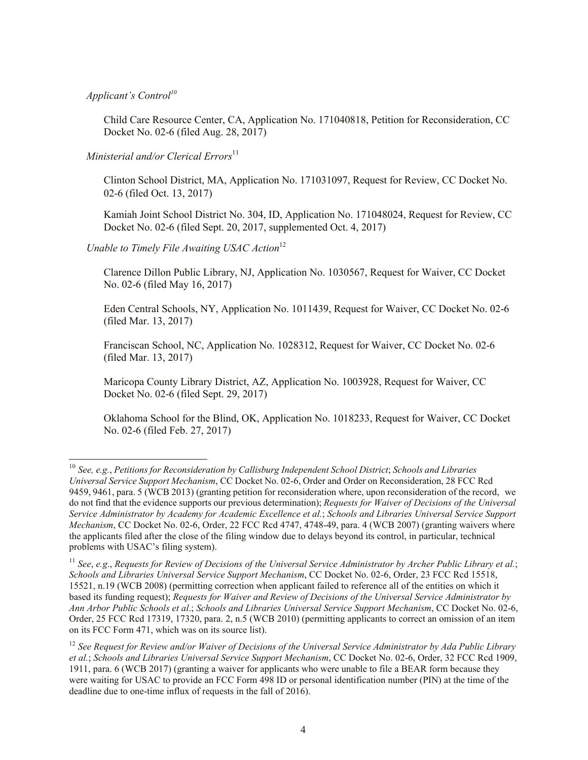*Applicant's Control*[10]

Child Care Resource Center, CA, Application No. 171040818, Petition for Reconsideration, CC Docket No. 02-6 (filed Aug. 28, 2017)

*Ministerial and/or Clerical Errors*[11]

Clinton School District, MA, Application No. 171031097, Request for Review, CC Docket No. 02-6 (filed Oct. 13, 2017)

Kamiah Joint School District No. 304, ID, Application No. 171048024, Request for Review, CC Docket No. 02-6 (filed Sept. 20, 2017, supplemented Oct. 4, 2017)

*Unable to Timely File Awaiting USAC Action*[12]

Clarence Dillon Public Library, NJ, Application No. 1030567, Request for Waiver, CC Docket No. 02-6 (filed May 16, 2017)

Eden Central Schools, NY, Application No. 1011439, Request for Waiver, CC Docket No. 02-6 (filed Mar. 13, 2017)

Franciscan School, NC, Application No. 1028312, Request for Waiver, CC Docket No. 02-6 (filed Mar. 13, 2017)

Maricopa County Library District, AZ, Application No. 1003928, Request for Waiver, CC Docket No. 02-6 (filed Sept. 29, 2017)

Oklahoma School for the Blind, OK, Application No. 1018233, Request for Waiver, CC Docket No. 02-6 (filed Feb. 27, 2017)

---

[10] *See, e.g.*, *Petitions for Reconsideration by Callisburg Independent School District*; *Schools and Libraries Universal Service Support Mechanism*, CC Docket No. 02-6, Order and Order on Reconsideration, 28 FCC Rcd 9459, 9461, para. 5 (WCB 2013) (granting petition for reconsideration where, upon reconsideration of the record, we do not find that the evidence supports our previous determination); *Requests for Waiver of Decisions of the Universal Service Administrator by Academy for Academic Excellence et al.*; *Schools and Libraries Universal Service Support Mechanism*, CC Docket No. 02-6, Order, 22 FCC Rcd 4747, 4748-49, para. 4 (WCB 2007) (granting waivers where the applicants filed after the close of the filing window due to delays beyond its control, in particular, technical problems with USAC's filing system).

[11] *See*, *e.g.*, *Requests for Review of Decisions of the Universal Service Administrator by Archer Public Library et al.*; *Schools and Libraries Universal Service Support Mechanism*, CC Docket No. 02-6, Order, 23 FCC Rcd 15518, 15521, n.19 (WCB 2008) (permitting correction when applicant failed to reference all of the entities on which it based its funding request); *Requests for Waiver and Review of Decisions of the Universal Service Administrator by Ann Arbor Public Schools et al*.; *Schools and Libraries Universal Service Support Mechanism*, CC Docket No. 02-6, Order, 25 FCC Rcd 17319, 17320, para. 2, n.5 (WCB 2010) (permitting applicants to correct an omission of an item on its FCC Form 471, which was on its source list).

[12] *See Request for Review and/or Waiver of Decisions of the Universal Service Administrator by Ada Public Library et al.*; *Schools and Libraries Universal Service Support Mechanism*, CC Docket No. 02-6, Order, 32 FCC Rcd 1909, 1911, para. 6 (WCB 2017) (granting a waiver for applicants who were unable to file a BEAR form because they were waiting for USAC to provide an FCC Form 498 ID or personal identification number (PIN) at the time of the deadline due to one-time influx of requests in the fall of 2016).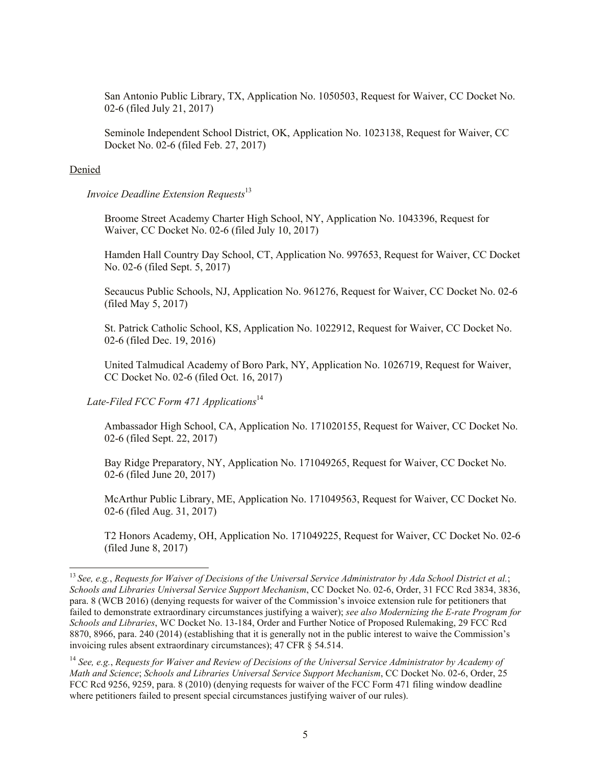San Antonio Public Library, TX, Application No. 1050503, Request for Waiver, CC Docket No. 02-6 (filed July 21, 2017)

Seminole Independent School District, OK, Application No. 1023138, Request for Waiver, CC Docket No. 02-6 (filed Feb. 27, 2017)

Denied

*Invoice Deadline Extension Requests*[13]

Broome Street Academy Charter High School, NY, Application No. 1043396, Request for Waiver, CC Docket No. 02-6 (filed July 10, 2017)

Hamden Hall Country Day School, CT, Application No. 997653, Request for Waiver, CC Docket No. 02-6 (filed Sept. 5, 2017)

Secaucus Public Schools, NJ, Application No. 961276, Request for Waiver, CC Docket No. 02-6 (filed May 5, 2017)

St. Patrick Catholic School, KS, Application No. 1022912, Request for Waiver, CC Docket No. 02-6 (filed Dec. 19, 2016)

United Talmudical Academy of Boro Park, NY, Application No. 1026719, Request for Waiver, CC Docket No. 02-6 (filed Oct. 16, 2017)

*Late-Filed FCC Form 471 Applications*[14]

Ambassador High School, CA, Application No. 171020155, Request for Waiver, CC Docket No. 02-6 (filed Sept. 22, 2017)

Bay Ridge Preparatory, NY, Application No. 171049265, Request for Waiver, CC Docket No. 02-6 (filed June 20, 2017)

McArthur Public Library, ME, Application No. 171049563, Request for Waiver, CC Docket No. 02-6 (filed Aug. 31, 2017)

T2 Honors Academy, OH, Application No. 171049225, Request for Waiver, CC Docket No. 02-6 (filed June 8, 2017)

---

[13] *See, e.g.*, *Requests for Waiver of Decisions of the Universal Service Administrator by Ada School District et al.*; *Schools and Libraries Universal Service Support Mechanism*, CC Docket No. 02-6, Order, 31 FCC Rcd 3834, 3836, para. 8 (WCB 2016) (denying requests for waiver of the Commission's invoice extension rule for petitioners that failed to demonstrate extraordinary circumstances justifying a waiver); *see also Modernizing the E-rate Program for Schools and Libraries*, WC Docket No. 13-184, Order and Further Notice of Proposed Rulemaking, 29 FCC Rcd 8870, 8966, para. 240 (2014) (establishing that it is generally not in the public interest to waive the Commission's invoicing rules absent extraordinary circumstances); 47 CFR § 54.514.

[14] *See, e.g.*, *Requests for Waiver and Review of Decisions of the Universal Service Administrator by Academy of Math and Science*; *Schools and Libraries Universal Service Support Mechanism*, CC Docket No. 02-6, Order, 25 FCC Rcd 9256, 9259, para. 8 (2010) (denying requests for waiver of the FCC Form 471 filing window deadline where petitioners failed to present special circumstances justifying waiver of our rules).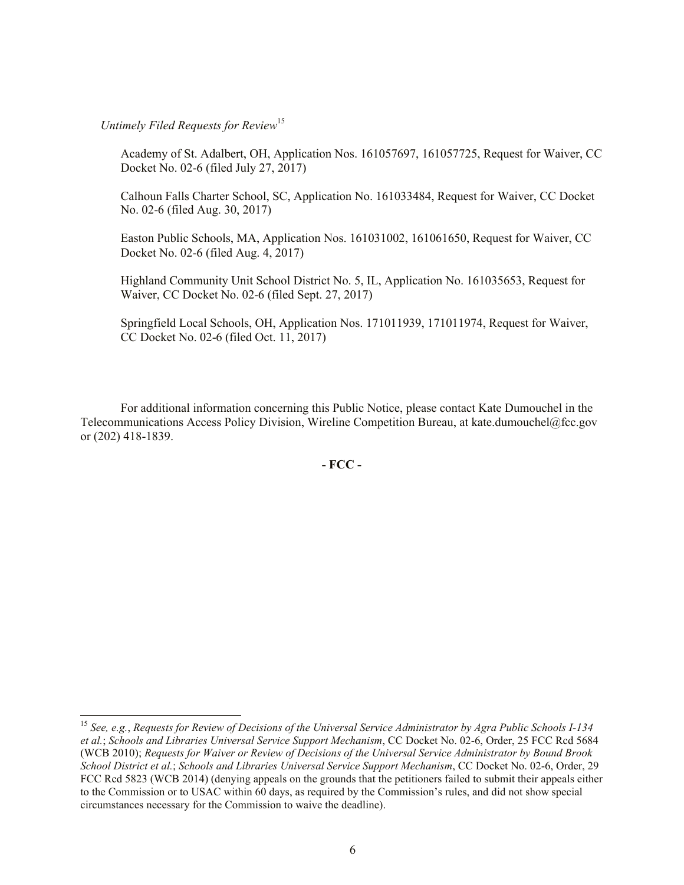*Untimely Filed Requests for Review*[15]

Academy of St. Adalbert, OH, Application Nos. 161057697, 161057725, Request for Waiver, CC Docket No. 02-6 (filed July 27, 2017)

Calhoun Falls Charter School, SC, Application No. 161033484, Request for Waiver, CC Docket No. 02-6 (filed Aug. 30, 2017)

Easton Public Schools, MA, Application Nos. 161031002, 161061650, Request for Waiver, CC Docket No. 02-6 (filed Aug. 4, 2017)

Highland Community Unit School District No. 5, IL, Application No. 161035653, Request for Waiver, CC Docket No. 02-6 (filed Sept. 27, 2017)

Springfield Local Schools, OH, Application Nos. 171011939, 171011974, Request for Waiver, CC Docket No. 02-6 (filed Oct. 11, 2017)

For additional information concerning this Public Notice, please contact Kate Dumouchel in the Telecommunications Access Policy Division, Wireline Competition Bureau, at kate.dumouchel@fcc.gov or (202) 418-1839.

**- FCC -**

---

[15] *See, e.g.*, *Requests for Review of Decisions of the Universal Service Administrator by Agra Public Schools I-134 et al.*; *Schools and Libraries Universal Service Support Mechanism*, CC Docket No. 02-6, Order, 25 FCC Rcd 5684 (WCB 2010); *Requests for Waiver or Review of Decisions of the Universal Service Administrator by Bound Brook School District et al.*; *Schools and Libraries Universal Service Support Mechanism*, CC Docket No. 02-6, Order, 29 FCC Rcd 5823 (WCB 2014) (denying appeals on the grounds that the petitioners failed to submit their appeals either to the Commission or to USAC within 60 days, as required by the Commission's rules, and did not show special circumstances necessary for the Commission to waive the deadline).